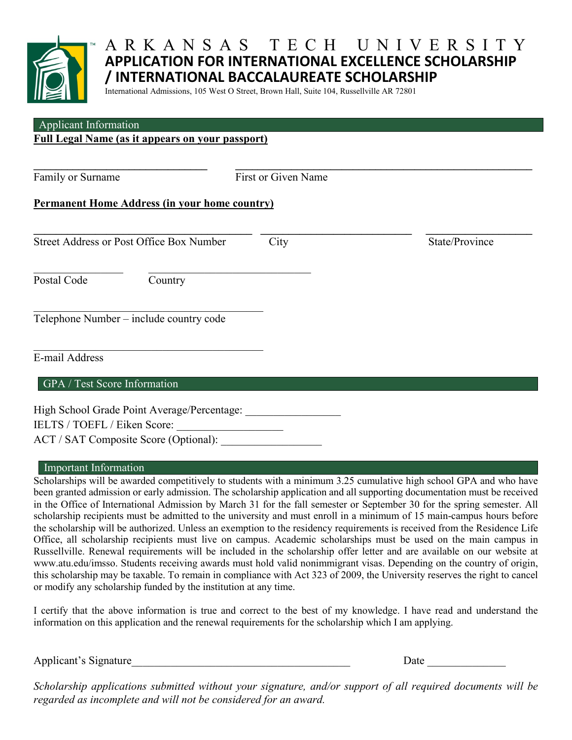# ARKANSAS TECH UNIVERSITY

## APPLICATION FOR INTERNATIONAL EXCELLENCE SCHOLARSHIP / INTERNATIONAL BACCALAUREATE SCHOLARSHIP

International Admissions, 105 West O Street, Brown Hall, Suite 104, Russellville AR 72801

### Applicant Information

**Full Legal Name (as it appears on your passport)**

______________________________ ______________________________

Family or Surname | First or Given Name

**Permanent Home Address (in your home country)**

______________________________ ______________________________ ______________________________

Street Address or Post Office Box Number | City | State/Province

______________________________ ______________________________

Postal Code | Country

______________________________

Telephone Number – include country code

______________________________

E-mail Address

### GPA / Test Score Information

High School Grade Point Average/Percentage: _________________

IELTS / TOEFL / Eiken Score: ___________________

ACT / SAT Composite Score (Optional): __________________

### Important Information

Scholarships will be awarded competitively to students with a minimum 3.25 cumulative high school GPA and who have been granted admission or early admission. The scholarship application and all supporting documentation must be received in the Office of International Admission by March 31 for the fall semester or September 30 for the spring semester. All scholarship recipients must be admitted to the university and must enroll in a minimum of 15 main-campus hours before the scholarship will be authorized. Unless an exemption to the residency requirements is received from the Residence Life Office, all scholarship recipients must live on campus. Academic scholarships must be used on the main campus in Russellville. Renewal requirements will be included in the scholarship offer letter and are available on our website at www.atu.edu/imsso. Students receiving awards must hold valid nonimmigrant visas. Depending on the country of origin, this scholarship may be taxable. To remain in compliance with Act 323 of 2009, the University reserves the right to cancel or modify any scholarship funded by the institution at any time.

I certify that the above information is true and correct to the best of my knowledge. I have read and understand the information on this application and the renewal requirements for the scholarship which I am applying.

Applicant's Signature_______________________________________ Date ______________

*Scholarship applications submitted without your signature, and/or support of all required documents will be regarded as incomplete and will not be considered for an award.*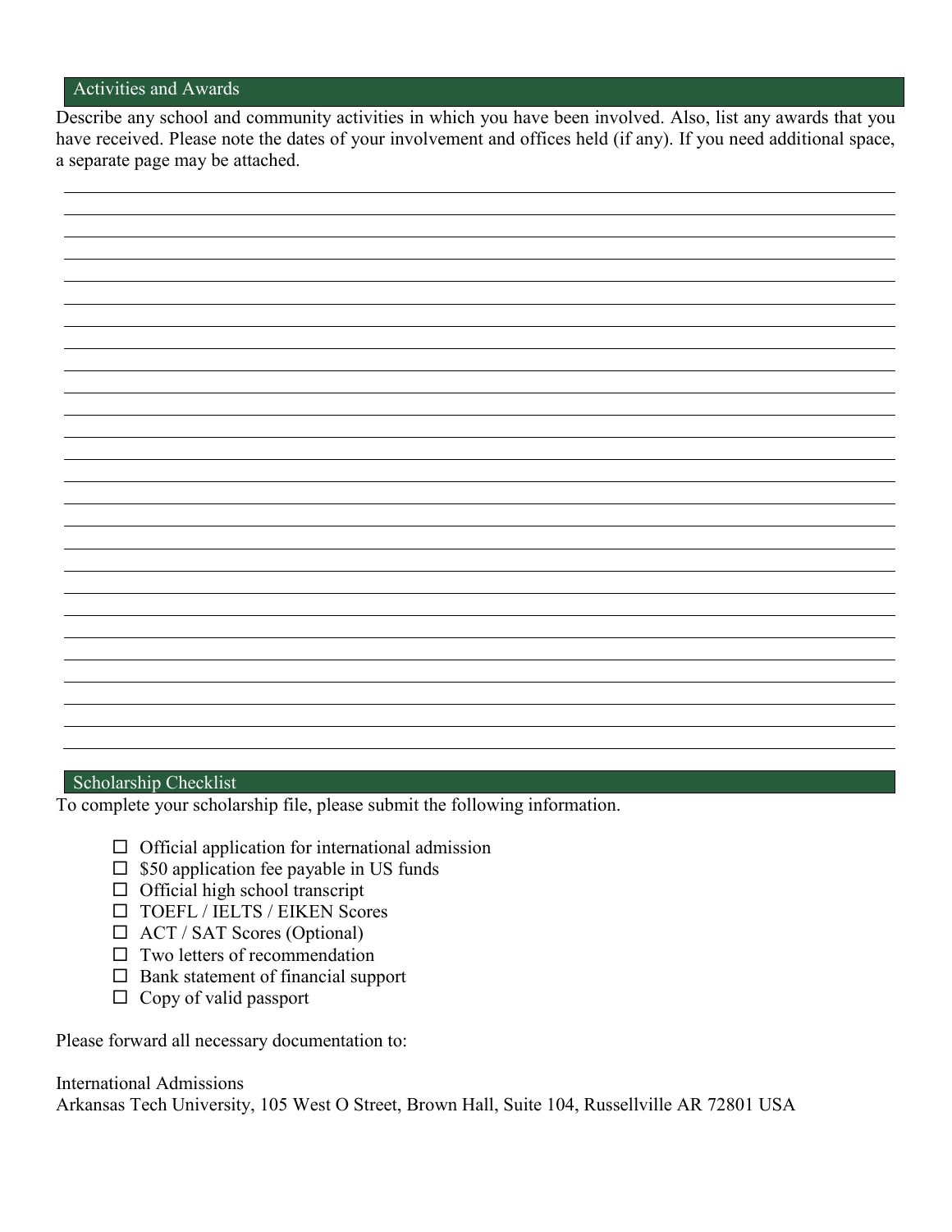## Activities and Awards

Describe any school and community activities in which you have been involved. Also, list any awards that you have received. Please note the dates of your involvement and offices held (if any). If you need additional space, a separate page may be attached.

## Scholarship Checklist

To complete your scholarship file, please submit the following information.

- ☐ Official application for international admission
- ☐ $50 application fee payable in US funds
- ☐ Official high school transcript
- ☐ TOEFL / IELTS / EIKEN Scores
- ☐ ACT / SAT Scores (Optional)
- ☐ Two letters of recommendation
- ☐ Bank statement of financial support
- ☐ Copy of valid passport

Please forward all necessary documentation to:

International Admissions
Arkansas Tech University, 105 West O Street, Brown Hall, Suite 104, Russellville AR 72801 USA